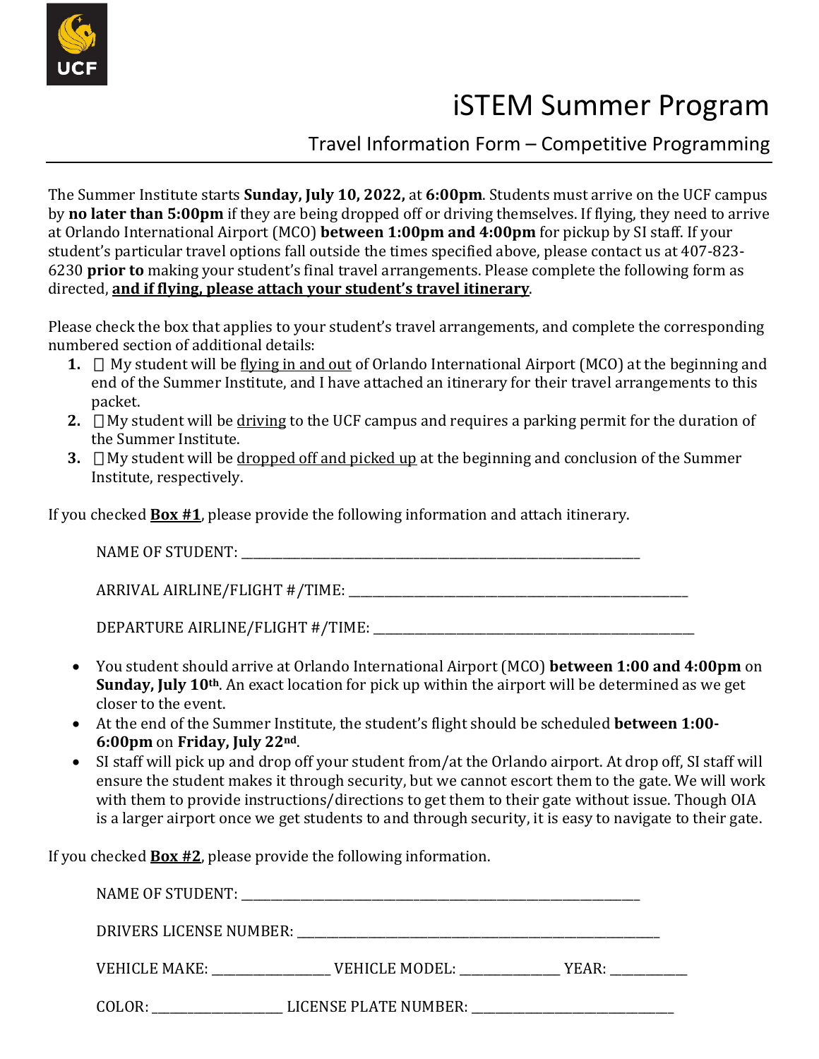# iSTEM Summer Program

## Travel Information Form – Competitive Programming

The Summer Institute starts **Sunday, July 10, 2022,** at **6:00pm**. Students must arrive on the UCF campus by **no later than 5:00pm** if they are being dropped off or driving themselves. If flying, they need to arrive at Orlando International Airport (MCO) **between 1:00pm and 4:00pm** for pickup by SI staff. If your student's particular travel options fall outside the times specified above, please contact us at 407-823-6230 **prior to** making your student's final travel arrangements. Please complete the following form as directed, **<u>and if flying, please attach your student's travel itinerary</u>**.

Please check the box that applies to your student's travel arrangements, and complete the corresponding numbered section of additional details:

1. ☐ My student will be <u>flying in and out</u> of Orlando International Airport (MCO) at the beginning and end of the Summer Institute, and I have attached an itinerary for their travel arrangements to this packet.
2. ☐ My student will be <u>driving</u> to the UCF campus and requires a parking permit for the duration of the Summer Institute.
3. ☐ My student will be <u>dropped off and picked up</u> at the beginning and conclusion of the Summer Institute, respectively.

If you checked **<u>Box #1</u>**, please provide the following information and attach itinerary.

NAME OF STUDENT: ______________________________________________

ARRIVAL AIRLINE/FLIGHT #/TIME: ________________________________________

DEPARTURE AIRLINE/FLIGHT #/TIME: ______________________________________

- You student should arrive at Orlando International Airport (MCO) **between 1:00 and 4:00pm** on **Sunday, July 10th**. An exact location for pick up within the airport will be determined as we get closer to the event.
- At the end of the Summer Institute, the student's flight should be scheduled **between 1:00-6:00pm** on **Friday, July 22nd**.
- SI staff will pick up and drop off your student from/at the Orlando airport. At drop off, SI staff will ensure the student makes it through security, but we cannot escort them to the gate. We will work with them to provide instructions/directions to get them to their gate without issue. Though OIA is a larger airport once we get students to and through security, it is easy to navigate to their gate.

If you checked **<u>Box #2</u>**, please provide the following information.

NAME OF STUDENT: ______________________________________________

DRIVERS LICENSE NUMBER: ________________________________________

VEHICLE MAKE: ______________ VEHICLE MODEL: ____________ YEAR: _________

COLOR: ________________ LICENSE PLATE NUMBER: _________________________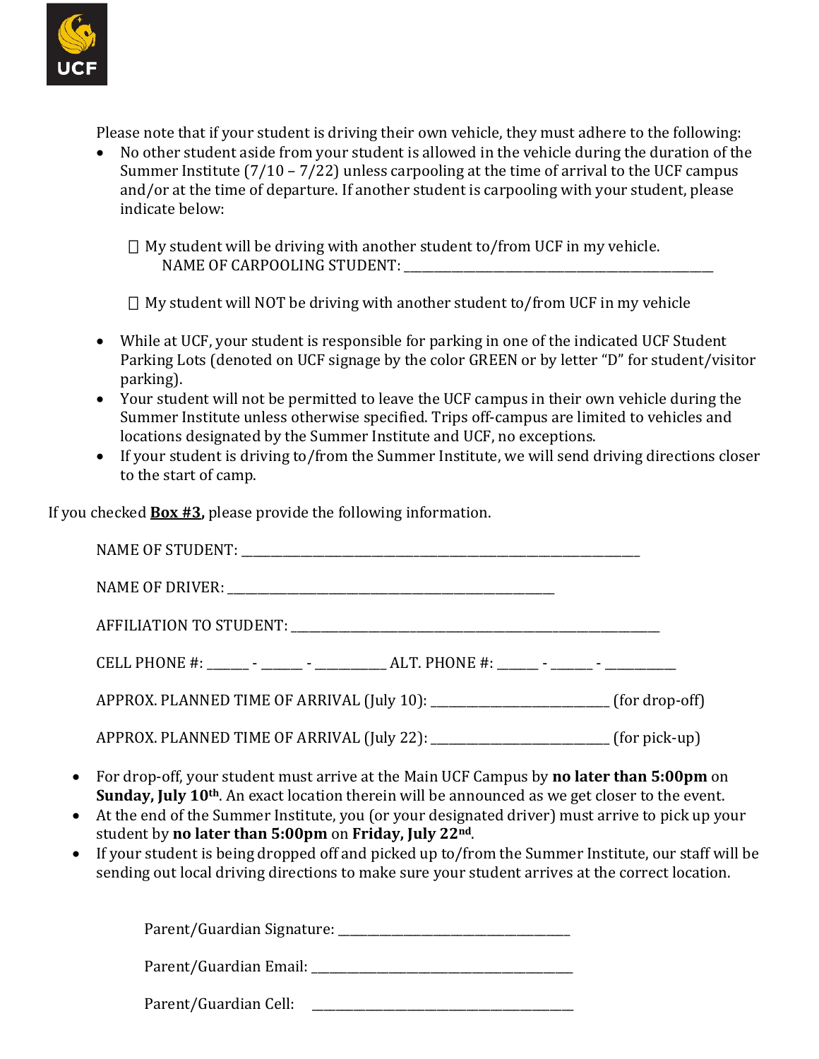Please note that if your student is driving their own vehicle, they must adhere to the following:

- No other student aside from your student is allowed in the vehicle during the duration of the Summer Institute (7/10 – 7/22) unless carpooling at the time of arrival to the UCF campus and/or at the time of departure. If another student is carpooling with your student, please indicate below:

  ☐ My student will be driving with another student to/from UCF in my vehicle.
  NAME OF CARPOOLING STUDENT: ___________________________________________

  ☐ My student will NOT be driving with another student to/from UCF in my vehicle

- While at UCF, your student is responsible for parking in one of the indicated UCF Student Parking Lots (denoted on UCF signage by the color GREEN or by letter "D" for student/visitor parking).
- Your student will not be permitted to leave the UCF campus in their own vehicle during the Summer Institute unless otherwise specified. Trips off-campus are limited to vehicles and locations designated by the Summer Institute and UCF, no exceptions.
- If your student is driving to/from the Summer Institute, we will send driving directions closer to the start of camp.

If you checked **Box #3**, please provide the following information.

NAME OF STUDENT: ___________________________________________________________

NAME OF DRIVER: ___________________________________________

AFFILIATION TO STUDENT: ______________________________________________________

CELL PHONE #: ______ - ______ - __________ ALT. PHONE #: ______ - ______ - __________

APPROX. PLANNED TIME OF ARRIVAL (July 10): _________________________ (for drop-off)

APPROX. PLANNED TIME OF ARRIVAL (July 22): _________________________ (for pick-up)

- For drop-off, your student must arrive at the Main UCF Campus by **no later than 5:00pm** on **Sunday, July 10th**. An exact location therein will be announced as we get closer to the event.
- At the end of the Summer Institute, you (or your designated driver) must arrive to pick up your student by **no later than 5:00pm** on **Friday, July 22nd**.
- If your student is being dropped off and picked up to/from the Summer Institute, our staff will be sending out local driving directions to make sure your student arrives at the correct location.

Parent/Guardian Signature: ________________________________

Parent/Guardian Email: ___________________________________

Parent/Guardian Cell: ___________________________________